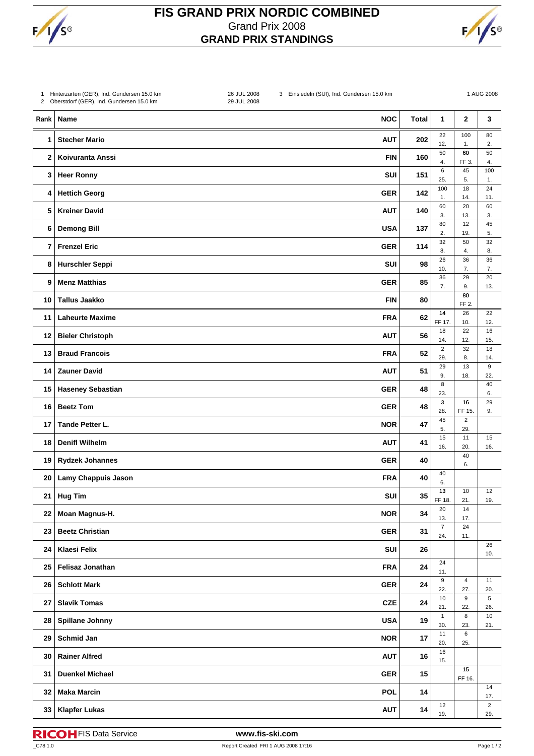# FIS GRAND PRIX NORDIC COMBINED

Grand Prix 2008

**GRAND PRIX STANDINGS**

1 Hinterzarten (GER), Ind. Gundersen 15.0 km — 26 JUL 2008
2 Oberstdorf (GER), Ind. Gundersen 15.0 km — 29 JUL 2008
3 Einsiedeln (SUI), Ind. Gundersen 15.0 km — 1 AUG 2008

| Rank | Name | NOC | Total | 1 | 2 | 3 |
|---|---|---|---|---|---|---|
| 1 | Stecher Mario | AUT | 202 | 22 12. | 100 1. | 80 2. |
| 2 | Koivuranta Anssi | FIN | 160 | 50 4. | **60** FF 3. | 50 4. |
| 3 | Heer Ronny | SUI | 151 | 6 25. | 45 5. | 100 1. |
| 4 | Hettich Georg | GER | 142 | 100 1. | 18 14. | 24 11. |
| 5 | Kreiner David | AUT | 140 | 60 3. | 20 13. | 60 3. |
| 6 | Demong Bill | USA | 137 | 80 2. | 12 19. | 45 5. |
| 7 | Frenzel Eric | GER | 114 | 32 8. | 50 4. | 32 8. |
| 8 | Hurschler Seppi | SUI | 98 | 26 10. | 36 7. | 36 7. |
| 9 | Menz Matthias | GER | 85 | 36 7. | 29 9. | 20 13. |
| 10 | Tallus Jaakko | FIN | 80 | | **80** FF 2. | |
| 11 | Laheurte Maxime | FRA | 62 | **14** FF 17. | 26 10. | 22 12. |
| 12 | Bieler Christoph | AUT | 56 | 18 14. | 22 12. | 16 15. |
| 13 | Braud Francois | FRA | 52 | 2 29. | 32 8. | 18 14. |
| 14 | Zauner David | AUT | 51 | 29 9. | 13 18. | 9 22. |
| 15 | Haseney Sebastian | GER | 48 | 8 23. | | 40 6. |
| 16 | Beetz Tom | GER | 48 | 3 28. | **16** FF 15. | 29 9. |
| 17 | Tande Petter L. | NOR | 47 | 45 5. | 2 29. | |
| 18 | Denifl Wilhelm | AUT | 41 | 15 16. | 11 20. | 15 16. |
| 19 | Rydzek Johannes | GER | 40 | | 40 6. | |
| 20 | Lamy Chappuis Jason | FRA | 40 | 40 6. | | |
| 21 | Hug Tim | SUI | 35 | **13** FF 18. | 10 21. | 12 19. |
| 22 | Moan Magnus-H. | NOR | 34 | 20 13. | 14 17. | |
| 23 | Beetz Christian | GER | 31 | 7 24. | 24 11. | |
| 24 | Klaesi Felix | SUI | 26 | | | 26 10. |
| 25 | Felisaz Jonathan | FRA | 24 | 24 11. | | |
| 26 | Schlott Mark | GER | 24 | 9 22. | 4 27. | 11 20. |
| 27 | Slavik Tomas | CZE | 24 | 10 21. | 9 22. | 5 26. |
| 28 | Spillane Johnny | USA | 19 | 1 30. | 8 23. | 10 21. |
| 29 | Schmid Jan | NOR | 17 | 11 20. | 6 25. | |
| 30 | Rainer Alfred | AUT | 16 | 16 15. | | |
| 31 | Duenkel Michael | GER | 15 | | **15** FF 16. | |
| 32 | Maka Marcin | POL | 14 | | | 14 17. |
| 33 | Klapfer Lukas | AUT | 14 | 12 19. | | 2 29. |

FIS Data Service www.fis-ski.com

_C78 1.0 Report Created FRI 1 AUG 2008 17:16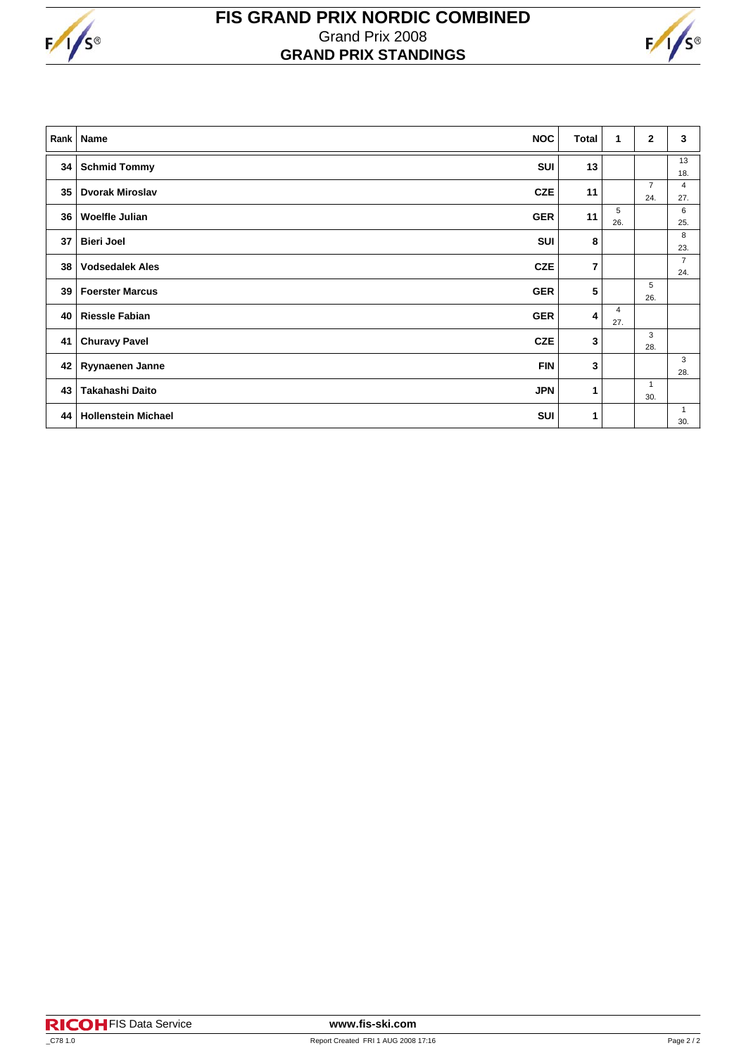# FIS GRAND PRIX NORDIC COMBINED

Grand Prix 2008

**GRAND PRIX STANDINGS**

| Rank | Name | NOC | Total | 1 | 2 | 3 |
|---|---|---|---|---|---|---|
| 34 | **Schmid Tommy** | **SUI** | **13** | | | 13 18. |
| 35 | **Dvorak Miroslav** | **CZE** | **11** | | 7 24. | 4 27. |
| 36 | **Woelfle Julian** | **GER** | **11** | 5 26. | | 6 25. |
| 37 | **Bieri Joel** | **SUI** | **8** | | | 8 23. |
| 38 | **Vodsedalek Ales** | **CZE** | **7** | | | 7 24. |
| 39 | **Foerster Marcus** | **GER** | **5** | | 5 26. | |
| 40 | **Riessle Fabian** | **GER** | **4** | 4 27. | | |
| 41 | **Churavy Pavel** | **CZE** | **3** | | 3 28. | |
| 42 | **Ryynaenen Janne** | **FIN** | **3** | | | 3 28. |
| 43 | **Takahashi Daito** | **JPN** | **1** | | 1 30. | |
| 44 | **Hollenstein Michael** | **SUI** | **1** | | | 1 30. |

RICOH FIS Data Service **www.fis-ski.com**

_C78 1.0 Report Created FRI 1 AUG 2008 17:16